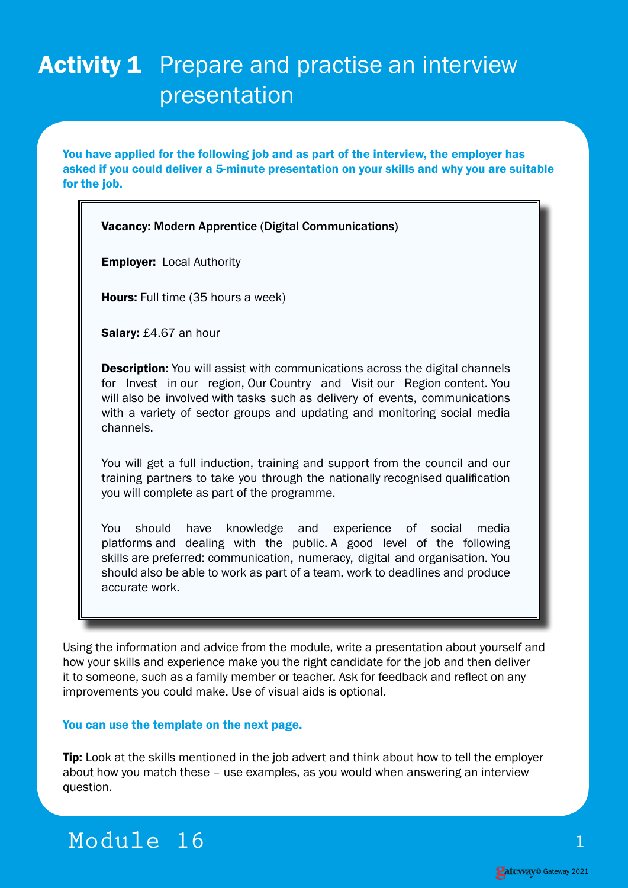# Activity 1 Prepare and practise an interview presentation

**You have applied for the following job and as part of the interview, the employer has asked if you could deliver a 5-minute presentation on your skills and why you are suitable for the job.**

**Vacancy:** Modern Apprentice (Digital Communications)

**Employer:** Local Authority

**Hours:** Full time (35 hours a week)

**Salary:** £4.67 an hour

**Description:** You will assist with communications across the digital channels for Invest in our region, Our Country and Visit our Region content. You will also be involved with tasks such as delivery of events, communications with a variety of sector groups and updating and monitoring social media channels.

You will get a full induction, training and support from the council and our training partners to take you through the nationally recognised qualification you will complete as part of the programme.

You should have knowledge and experience of social media platforms and dealing with the public. A good level of the following skills are preferred: communication, numeracy, digital and organisation. You should also be able to work as part of a team, work to deadlines and produce accurate work.

Using the information and advice from the module, write a presentation about yourself and how your skills and experience make you the right candidate for the job and then deliver it to someone, such as a family member or teacher. Ask for feedback and reflect on any improvements you could make. Use of visual aids is optional.

**You can use the template on the next page.**

**Tip:** Look at the skills mentioned in the job advert and think about how to tell the employer about how you match these – use examples, as you would when answering an interview question.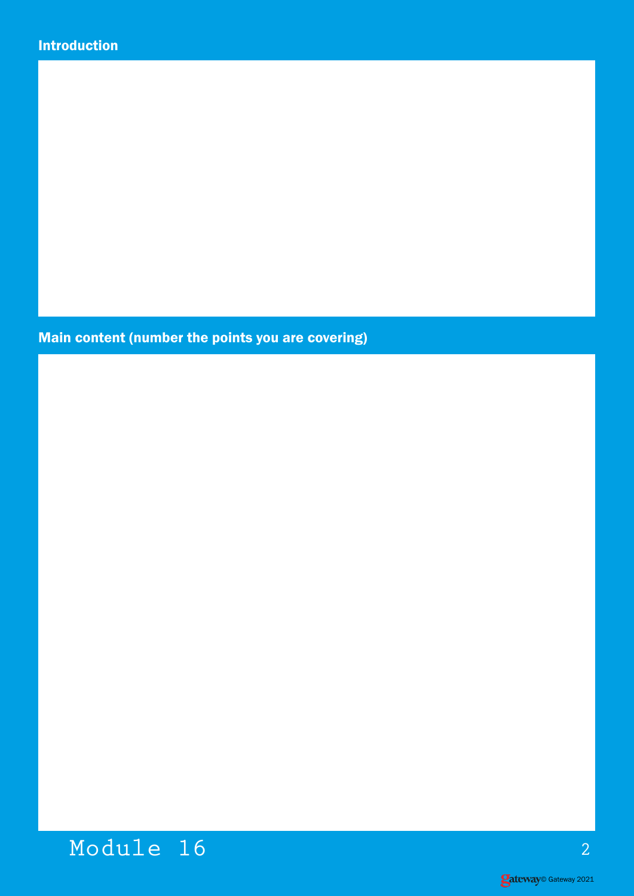**Introduction**

**Main content (number the points you are covering)**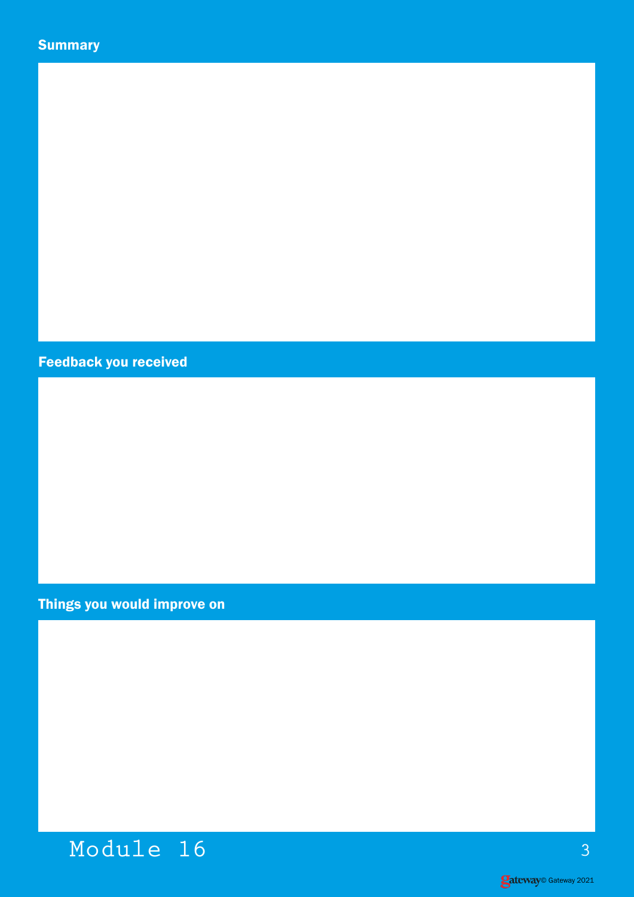**Summary**

**Feedback you received**

**Things you would improve on**

Module 16